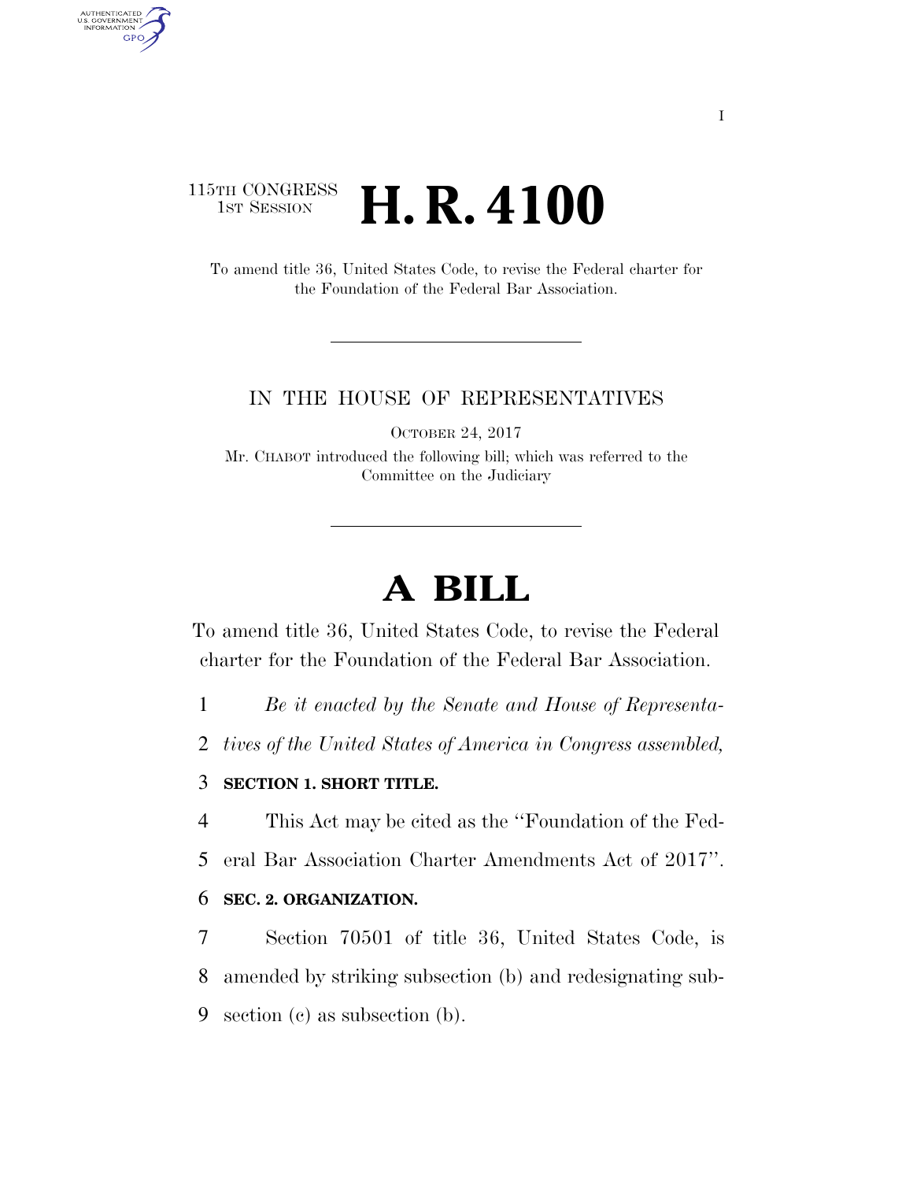115TH CONGRESS
1ST SESSION

# H. R. 4100

To amend title 36, United States Code, to revise the Federal charter for the Foundation of the Federal Bar Association.

IN THE HOUSE OF REPRESENTATIVES

OCTOBER 24, 2017

Mr. CHABOT introduced the following bill; which was referred to the Committee on the Judiciary

# A BILL

To amend title 36, United States Code, to revise the Federal charter for the Foundation of the Federal Bar Association.

1 *Be it enacted by the Senate and House of Representa-*
2 *tives of the United States of America in Congress assembled,*

3 **SECTION 1. SHORT TITLE.**

4 This Act may be cited as the ''Foundation of the Fed-
5 eral Bar Association Charter Amendments Act of 2017''.

6 **SEC. 2. ORGANIZATION.**

7 Section 70501 of title 36, United States Code, is
8 amended by striking subsection (b) and redesignating sub-
9 section (c) as subsection (b).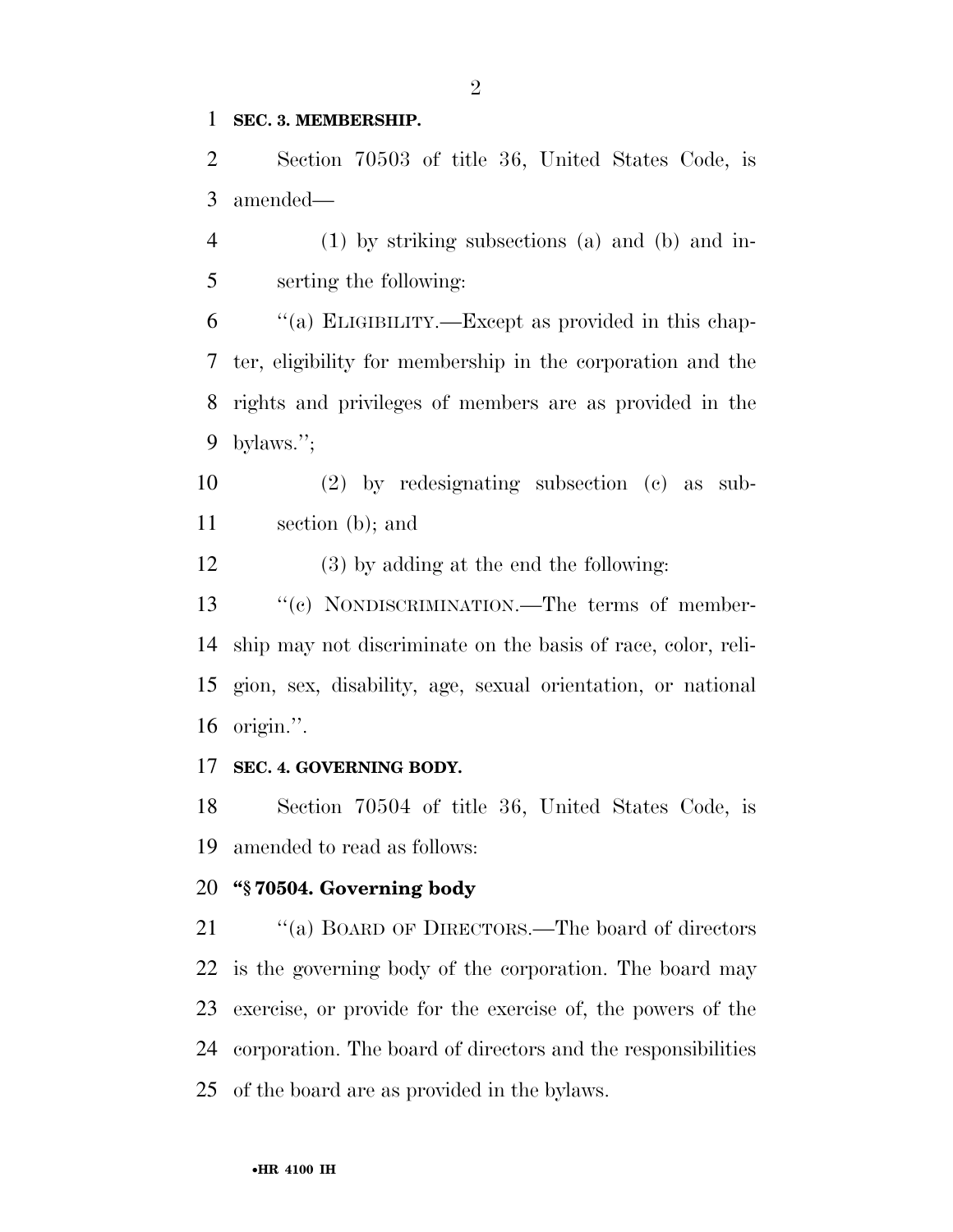**SEC. 3. MEMBERSHIP.**

Section 70503 of title 36, United States Code, is amended—

(1) by striking subsections (a) and (b) and inserting the following:

''(a) ELIGIBILITY.—Except as provided in this chapter, eligibility for membership in the corporation and the rights and privileges of members are as provided in the bylaws.'';

(2) by redesignating subsection (c) as subsection (b); and

(3) by adding at the end the following:

''(c) NONDISCRIMINATION.—The terms of membership may not discriminate on the basis of race, color, religion, sex, disability, age, sexual orientation, or national origin.''.

**SEC. 4. GOVERNING BODY.**

Section 70504 of title 36, United States Code, is amended to read as follows:

**''§ 70504. Governing body**

''(a) BOARD OF DIRECTORS.—The board of directors is the governing body of the corporation. The board may exercise, or provide for the exercise of, the powers of the corporation. The board of directors and the responsibilities of the board are as provided in the bylaws.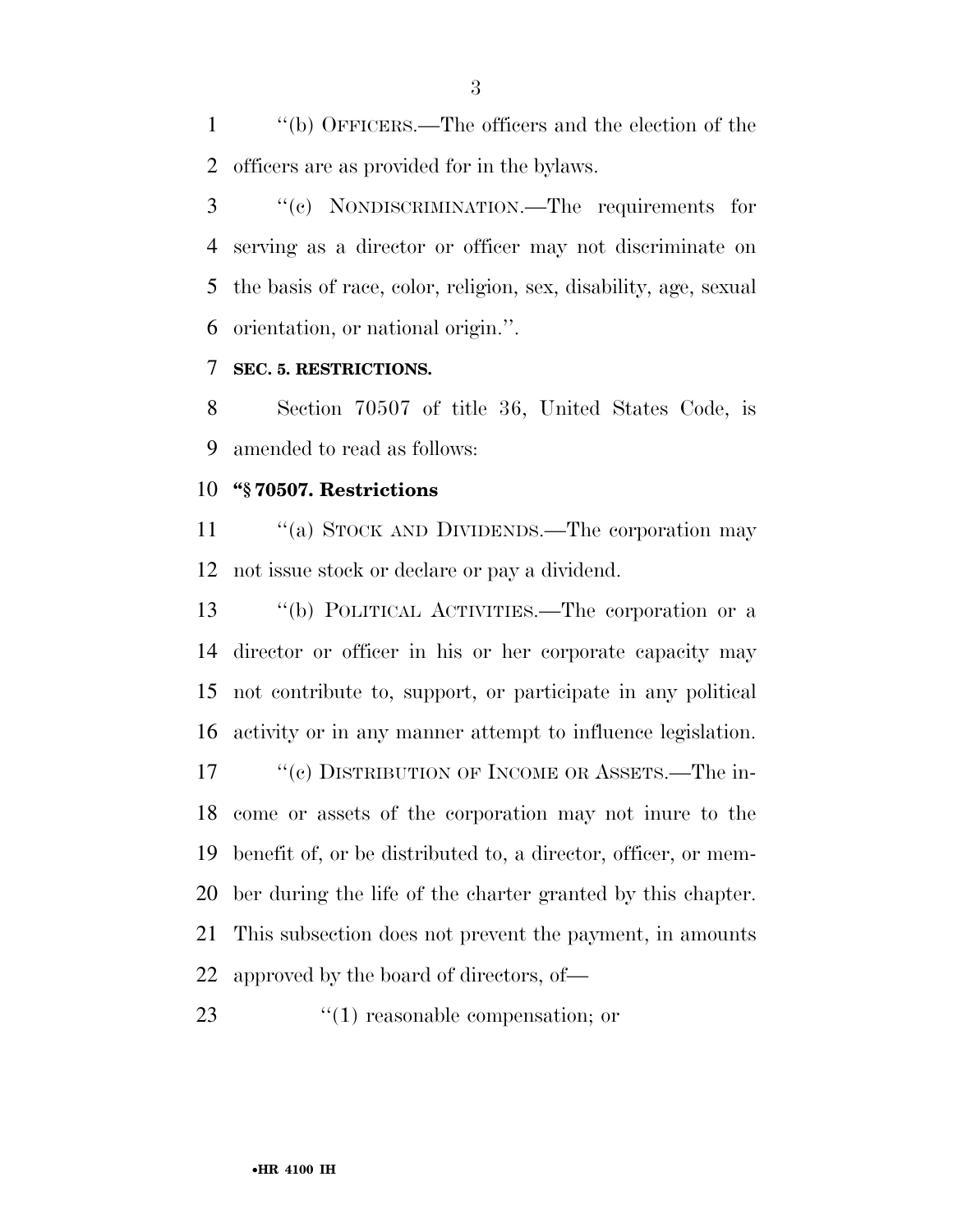"(b) OFFICERS.—The officers and the election of the officers are as provided for in the bylaws.

"(c) NONDISCRIMINATION.—The requirements for serving as a director or officer may not discriminate on the basis of race, color, religion, sex, disability, age, sexual orientation, or national origin.".

**SEC. 5. RESTRICTIONS.**

Section 70507 of title 36, United States Code, is amended to read as follows:

**"§ 70507. Restrictions**

"(a) STOCK AND DIVIDENDS.—The corporation may not issue stock or declare or pay a dividend.

"(b) POLITICAL ACTIVITIES.—The corporation or a director or officer in his or her corporate capacity may not contribute to, support, or participate in any political activity or in any manner attempt to influence legislation.

"(c) DISTRIBUTION OF INCOME OR ASSETS.—The income or assets of the corporation may not inure to the benefit of, or be distributed to, a director, officer, or member during the life of the charter granted by this chapter. This subsection does not prevent the payment, in amounts approved by the board of directors, of—

"(1) reasonable compensation; or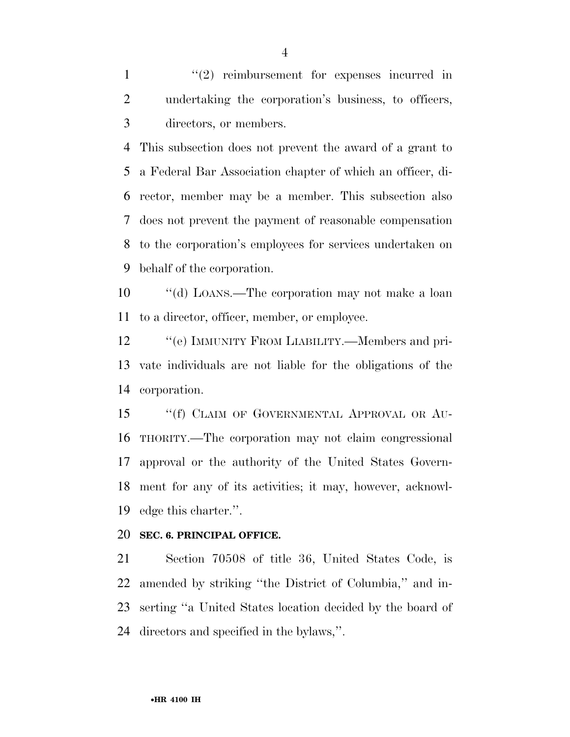''(2) reimbursement for expenses incurred in undertaking the corporation's business, to officers, directors, or members.

This subsection does not prevent the award of a grant to a Federal Bar Association chapter of which an officer, director, member may be a member. This subsection also does not prevent the payment of reasonable compensation to the corporation's employees for services undertaken on behalf of the corporation.

''(d) LOANS.—The corporation may not make a loan to a director, officer, member, or employee.

''(e) IMMUNITY FROM LIABILITY.—Members and private individuals are not liable for the obligations of the corporation.

''(f) CLAIM OF GOVERNMENTAL APPROVAL OR AUTHORITY.—The corporation may not claim congressional approval or the authority of the United States Government for any of its activities; it may, however, acknowledge this charter.''.

**SEC. 6. PRINCIPAL OFFICE.**

Section 70508 of title 36, United States Code, is amended by striking ''the District of Columbia,'' and inserting ''a United States location decided by the board of directors and specified in the bylaws,''.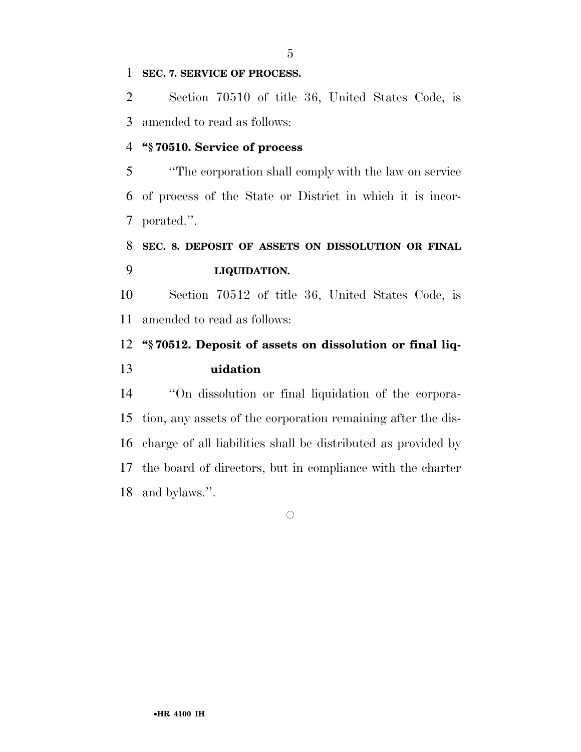**SEC. 7. SERVICE OF PROCESS.**

Section 70510 of title 36, United States Code, is amended to read as follows:

**"§ 70510. Service of process**

"The corporation shall comply with the law on service of process of the State or District in which it is incorporated.".

**SEC. 8. DEPOSIT OF ASSETS ON DISSOLUTION OR FINAL LIQUIDATION.**

Section 70512 of title 36, United States Code, is amended to read as follows:

**"§ 70512. Deposit of assets on dissolution or final liquidation**

"On dissolution or final liquidation of the corporation, any assets of the corporation remaining after the discharge of all liabilities shall be distributed as provided by the board of directors, but in compliance with the charter and bylaws.".

○